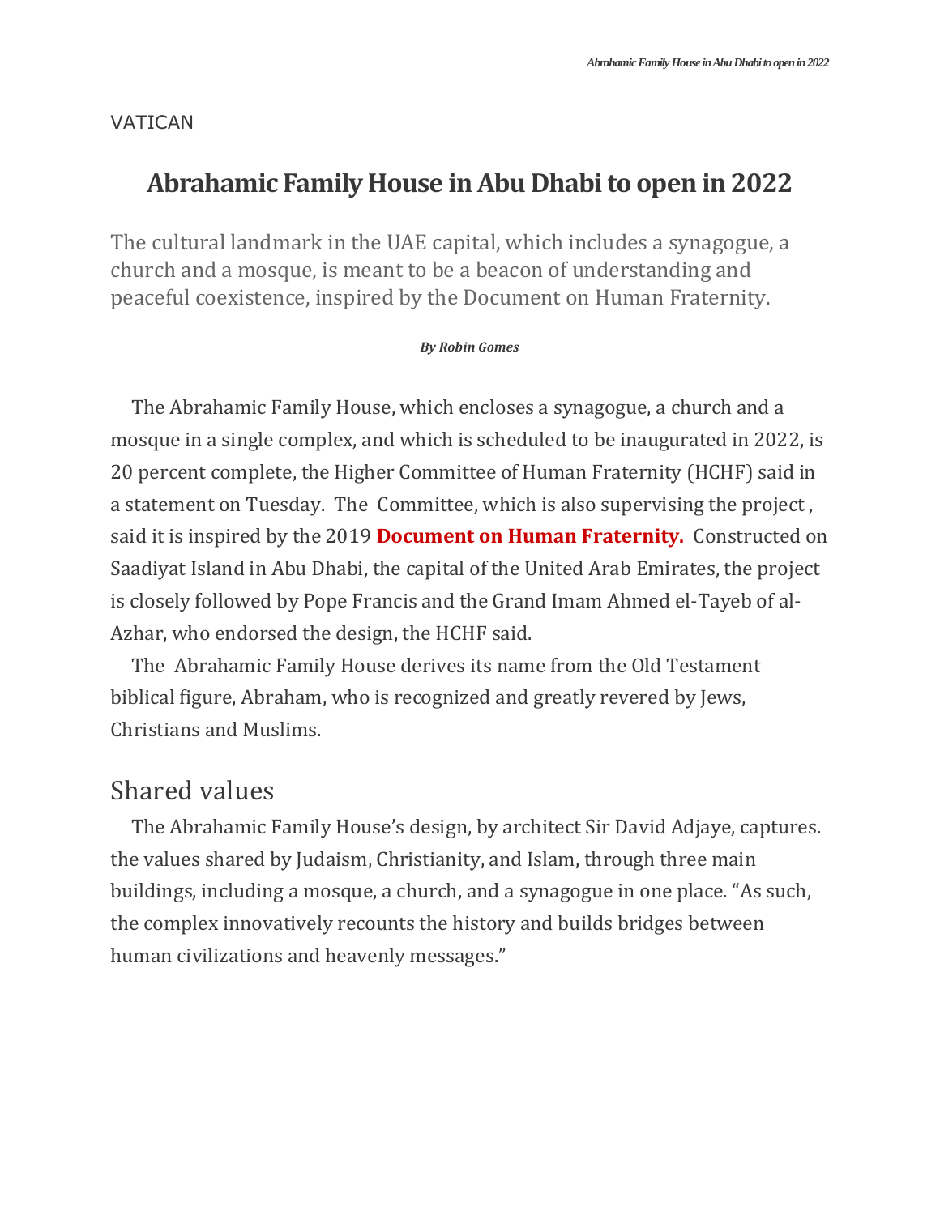VATICAN

# Abrahamic Family House in Abu Dhabi to open in 2022

The cultural landmark in the UAE capital, which includes a synagogue, a church and a mosque, is meant to be a beacon of understanding and peaceful coexistence, inspired by the Document on Human Fraternity.

***By Robin Gomes***

The Abrahamic Family House, which encloses a synagogue, a church and a mosque in a single complex, and which is scheduled to be inaugurated in 2022, is 20 percent complete, the Higher Committee of Human Fraternity (HCHF) said in a statement on Tuesday. The Committee, which is also supervising the project , said it is inspired by the 2019 **Document on Human Fraternity.** Constructed on Saadiyat Island in Abu Dhabi, the capital of the United Arab Emirates, the project is closely followed by Pope Francis and the Grand Imam Ahmed el-Tayeb of al-Azhar, who endorsed the design, the HCHF said.

The Abrahamic Family House derives its name from the Old Testament biblical figure, Abraham, who is recognized and greatly revered by Jews, Christians and Muslims.

## Shared values

The Abrahamic Family House's design, by architect Sir David Adjaye, captures. the values shared by Judaism, Christianity, and Islam, through three main buildings, including a mosque, a church, and a synagogue in one place. "As such, the complex innovatively recounts the history and builds bridges between human civilizations and heavenly messages."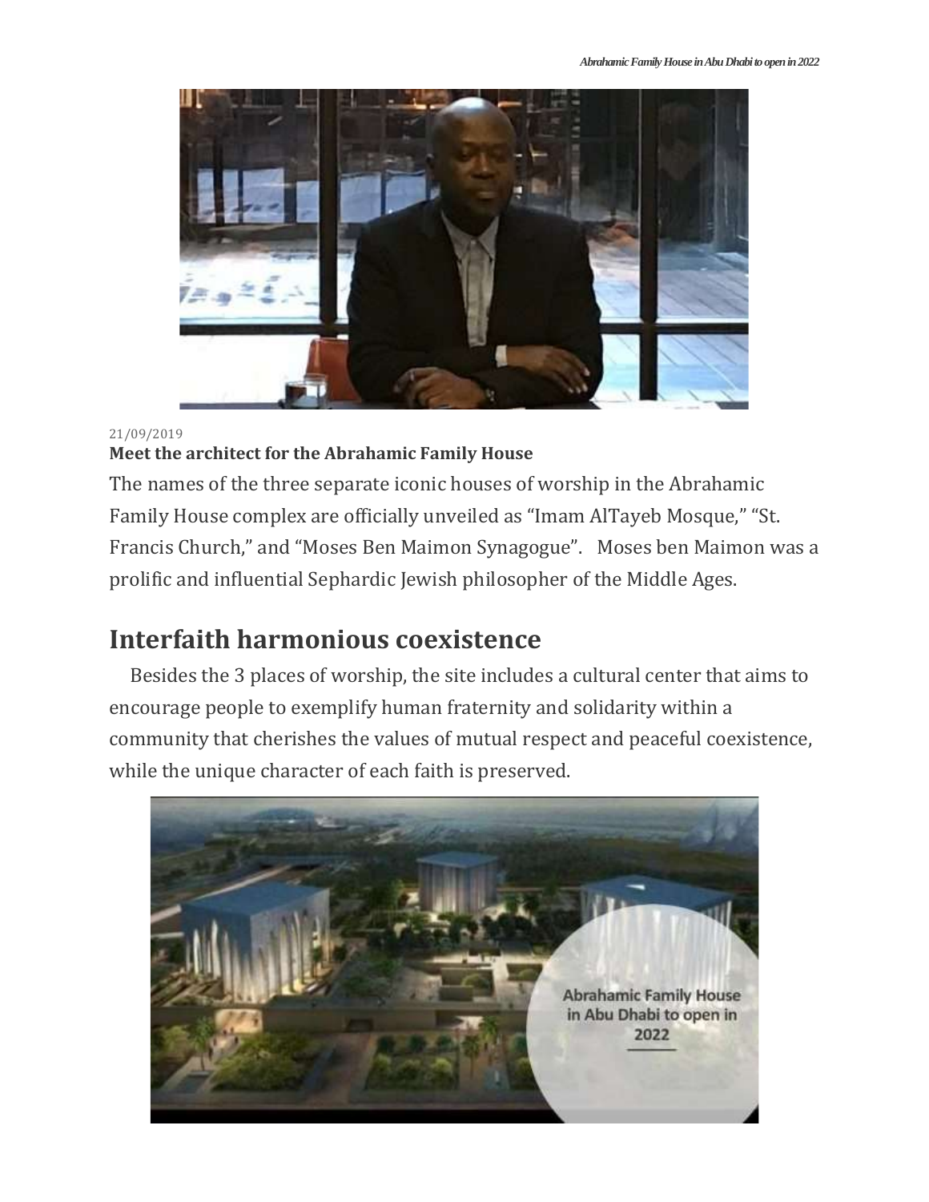21/09/2019

**Meet the architect for the Abrahamic Family House**

The names of the three separate iconic houses of worship in the Abrahamic Family House complex are officially unveiled as "Imam AlTayeb Mosque," "St. Francis Church," and "Moses Ben Maimon Synagogue". Moses ben Maimon was a prolific and influential Sephardic Jewish philosopher of the Middle Ages.

## Interfaith harmonious coexistence

Besides the 3 places of worship, the site includes a cultural center that aims to encourage people to exemplify human fraternity and solidarity within a community that cherishes the values of mutual respect and peaceful coexistence, while the unique character of each faith is preserved.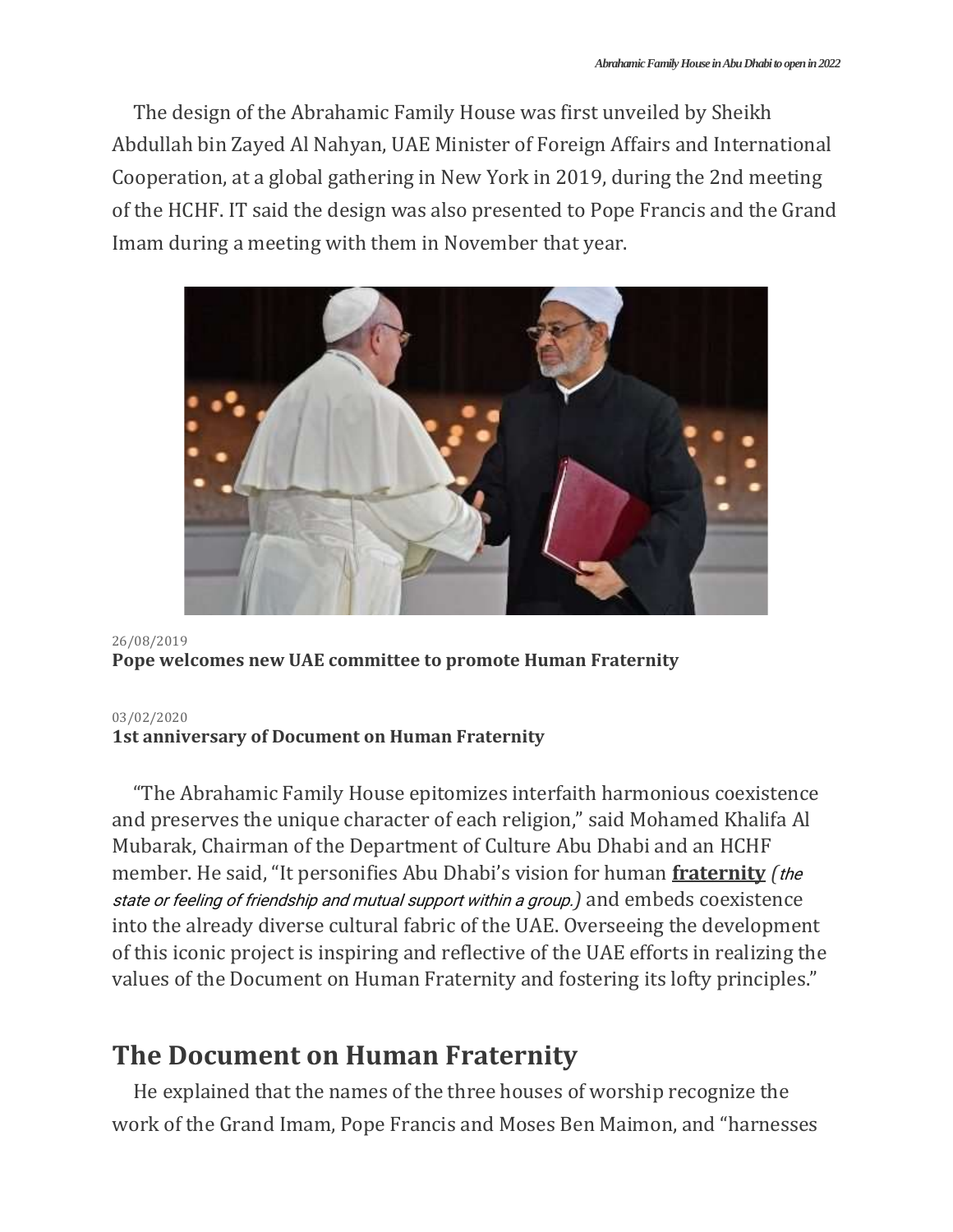The design of the Abrahamic Family House was first unveiled by Sheikh Abdullah bin Zayed Al Nahyan, UAE Minister of Foreign Affairs and International Cooperation, at a global gathering in New York in 2019, during the 2nd meeting of the HCHF. IT said the design was also presented to Pope Francis and the Grand Imam during a meeting with them in November that year.

26/08/2019
**Pope welcomes new UAE committee to promote Human Fraternity**

03/02/2020
**1st anniversary of Document on Human Fraternity**

"The Abrahamic Family House epitomizes interfaith harmonious coexistence and preserves the unique character of each religion," said Mohamed Khalifa Al Mubarak, Chairman of the Department of Culture Abu Dhabi and an HCHF member. He said, "It personifies Abu Dhabi's vision for human **fraternity** *(the state or feeling of friendship and mutual support within a group.)* and embeds coexistence into the already diverse cultural fabric of the UAE. Overseeing the development of this iconic project is inspiring and reflective of the UAE efforts in realizing the values of the Document on Human Fraternity and fostering its lofty principles."

## The Document on Human Fraternity

He explained that the names of the three houses of worship recognize the work of the Grand Imam, Pope Francis and Moses Ben Maimon, and "harnesses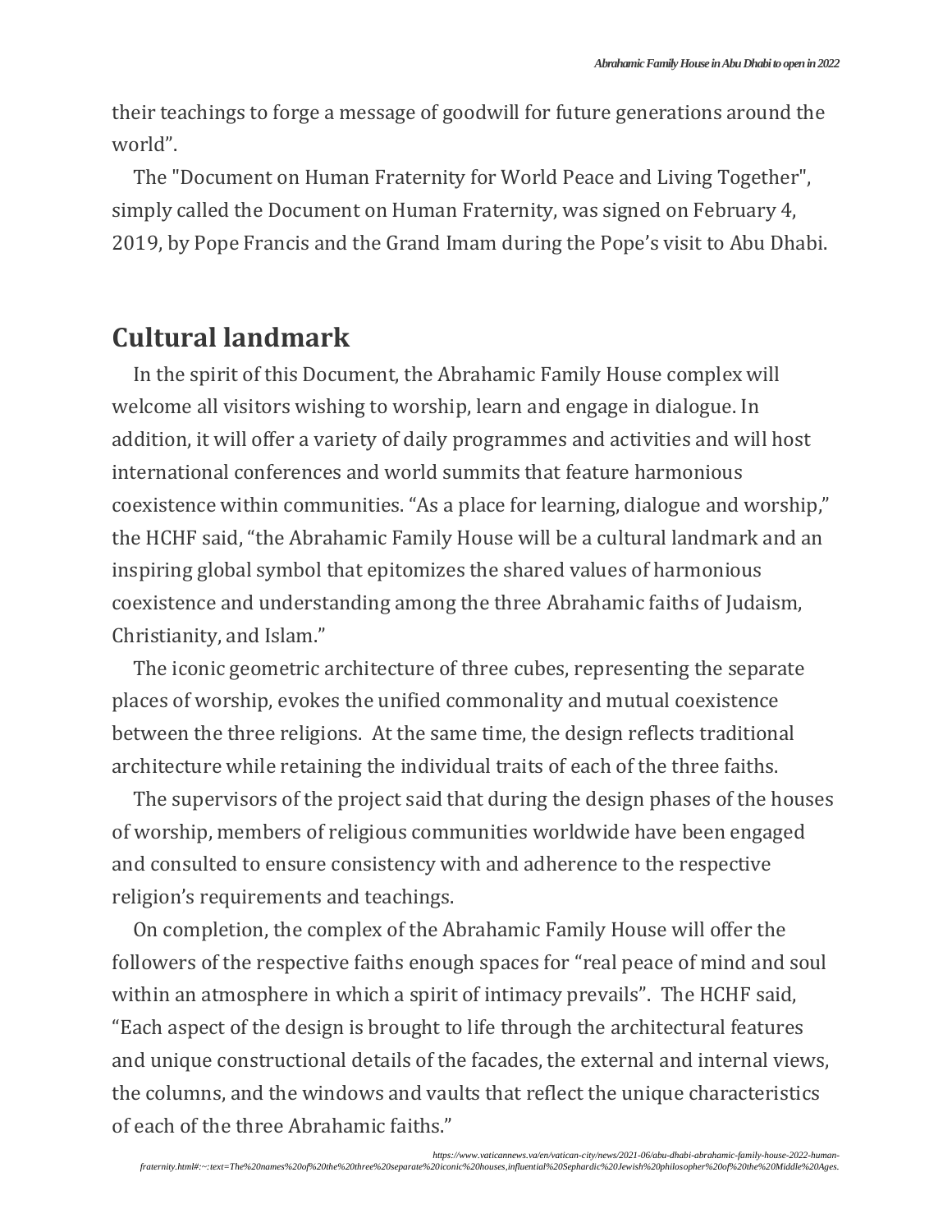their teachings to forge a message of goodwill for future generations around the world".

The "Document on Human Fraternity for World Peace and Living Together", simply called the Document on Human Fraternity, was signed on February 4, 2019, by Pope Francis and the Grand Imam during the Pope's visit to Abu Dhabi.

## Cultural landmark

In the spirit of this Document, the Abrahamic Family House complex will welcome all visitors wishing to worship, learn and engage in dialogue. In addition, it will offer a variety of daily programmes and activities and will host international conferences and world summits that feature harmonious coexistence within communities. "As a place for learning, dialogue and worship," the HCHF said, "the Abrahamic Family House will be a cultural landmark and an inspiring global symbol that epitomizes the shared values of harmonious coexistence and understanding among the three Abrahamic faiths of Judaism, Christianity, and Islam."

The iconic geometric architecture of three cubes, representing the separate places of worship, evokes the unified commonality and mutual coexistence between the three religions. At the same time, the design reflects traditional architecture while retaining the individual traits of each of the three faiths.

The supervisors of the project said that during the design phases of the houses of worship, members of religious communities worldwide have been engaged and consulted to ensure consistency with and adherence to the respective religion's requirements and teachings.

On completion, the complex of the Abrahamic Family House will offer the followers of the respective faiths enough spaces for "real peace of mind and soul within an atmosphere in which a spirit of intimacy prevails". The HCHF said, "Each aspect of the design is brought to life through the architectural features and unique constructional details of the facades, the external and internal views, the columns, and the windows and vaults that reflect the unique characteristics of each of the three Abrahamic faiths."